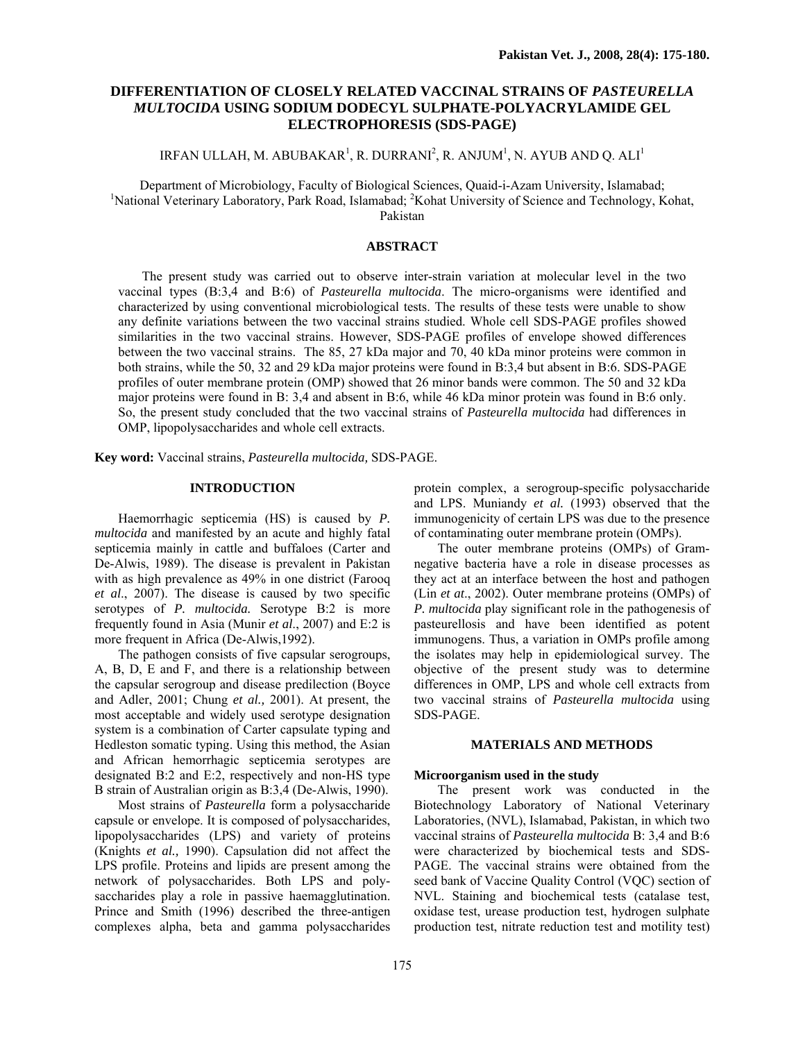# DIFFERENTIATION OF CLOSELY RELATED VACCINAL STRAINS OF *PASTEURELLA MULTOCIDA* USING SODIUM DODECYL SULPHATE-POLYACRYLAMIDE GEL ELECTROPHORESIS (SDS-PAGE)

IRFAN ULLAH, M. ABUBAKAR[1], R. DURRANI[2], R. ANJUM[1], N. AYUB AND Q. ALI[1]

Department of Microbiology, Faculty of Biological Sciences, Quaid-i-Azam University, Islamabad;
[1]National Veterinary Laboratory, Park Road, Islamabad; [2]Kohat University of Science and Technology, Kohat, Pakistan

## ABSTRACT

The present study was carried out to observe inter-strain variation at molecular level in the two vaccinal types (B:3,4 and B:6) of *Pasteurella multocida*. The micro-organisms were identified and characterized by using conventional microbiological tests. The results of these tests were unable to show any definite variations between the two vaccinal strains studied. Whole cell SDS-PAGE profiles showed similarities in the two vaccinal strains. However, SDS-PAGE profiles of envelope showed differences between the two vaccinal strains. The 85, 27 kDa major and 70, 40 kDa minor proteins were common in both strains, while the 50, 32 and 29 kDa major proteins were found in B:3,4 but absent in B:6. SDS-PAGE profiles of outer membrane protein (OMP) showed that 26 minor bands were common. The 50 and 32 kDa major proteins were found in B: 3,4 and absent in B:6, while 46 kDa minor protein was found in B:6 only. So, the present study concluded that the two vaccinal strains of *Pasteurella multocida* had differences in OMP, lipopolysaccharides and whole cell extracts.

**Key word:** Vaccinal strains, *Pasteurella multocida,* SDS-PAGE.

## INTRODUCTION

Haemorrhagic septicemia (HS) is caused by *P. multocida* and manifested by an acute and highly fatal septicemia mainly in cattle and buffaloes (Carter and De-Alwis, 1989). The disease is prevalent in Pakistan with as high prevalence as 49% in one district (Farooq *et al*., 2007). The disease is caused by two specific serotypes of *P. multocida.* Serotype B:2 is more frequently found in Asia (Munir *et al*., 2007) and E:2 is more frequent in Africa (De-Alwis,1992).

The pathogen consists of five capsular serogroups, A, B, D, E and F, and there is a relationship between the capsular serogroup and disease predilection (Boyce and Adler, 2001; Chung *et al.,* 2001). At present, the most acceptable and widely used serotype designation system is a combination of Carter capsulate typing and Hedleston somatic typing. Using this method, the Asian and African hemorrhagic septicemia serotypes are designated B:2 and E:2, respectively and non-HS type B strain of Australian origin as B:3,4 (De-Alwis, 1990).

Most strains of *Pasteurella* form a polysaccharide capsule or envelope. It is composed of polysaccharides, lipopolysaccharides (LPS) and variety of proteins (Knights *et al.,* 1990). Capsulation did not affect the LPS profile. Proteins and lipids are present among the network of polysaccharides. Both LPS and polysaccharides play a role in passive haemagglutination. Prince and Smith (1996) described the three-antigen complexes alpha, beta and gamma polysaccharides protein complex, a serogroup-specific polysaccharide and LPS. Muniandy *et al.* (1993) observed that the immunogenicity of certain LPS was due to the presence of contaminating outer membrane protein (OMPs).

The outer membrane proteins (OMPs) of Gram-negative bacteria have a role in disease processes as they act at an interface between the host and pathogen (Lin *et at*., 2002). Outer membrane proteins (OMPs) of *P. multocida* play significant role in the pathogenesis of pasteurellosis and have been identified as potent immunogens. Thus, a variation in OMPs profile among the isolates may help in epidemiological survey. The objective of the present study was to determine differences in OMP, LPS and whole cell extracts from two vaccinal strains of *Pasteurella multocida* using SDS-PAGE.

## MATERIALS AND METHODS

### Microorganism used in the study

The present work was conducted in the Biotechnology Laboratory of National Veterinary Laboratories, (NVL), Islamabad, Pakistan, in which two vaccinal strains of *Pasteurella multocida* B: 3,4 and B:6 were characterized by biochemical tests and SDS-PAGE. The vaccinal strains were obtained from the seed bank of Vaccine Quality Control (VQC) section of NVL. Staining and biochemical tests (catalase test, oxidase test, urease production test, hydrogen sulphate production test, nitrate reduction test and motility test)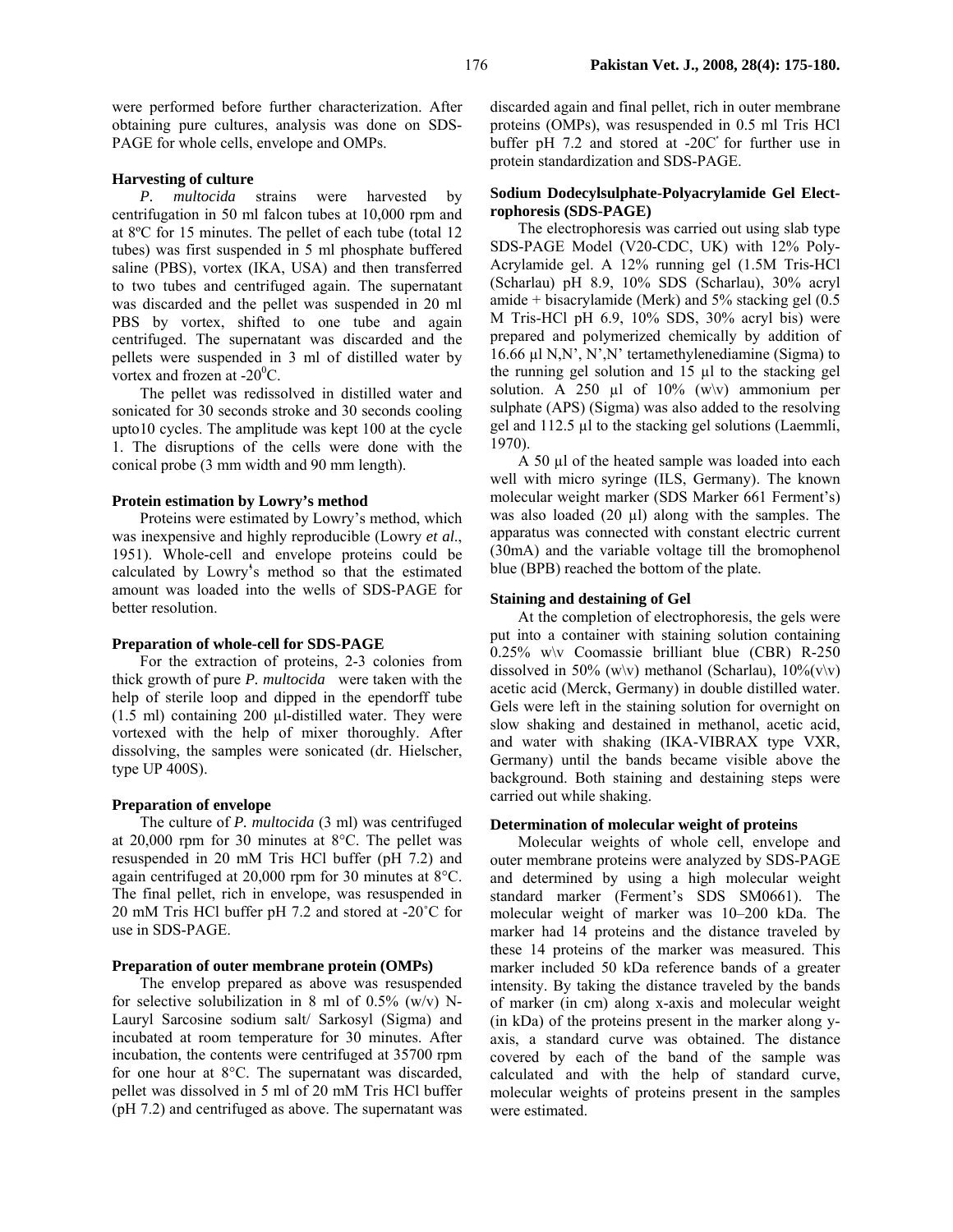were performed before further characterization. After obtaining pure cultures, analysis was done on SDS-PAGE for whole cells, envelope and OMPs.

### Harvesting of culture

*P. multocida* strains were harvested by centrifugation in 50 ml falcon tubes at 10,000 rpm and at 8ºC for 15 minutes. The pellet of each tube (total 12 tubes) was first suspended in 5 ml phosphate buffered saline (PBS), vortex (IKA, USA) and then transferred to two tubes and centrifuged again. The supernatant was discarded and the pellet was suspended in 20 ml PBS by vortex, shifted to one tube and again centrifuged. The supernatant was discarded and the pellets were suspended in 3 ml of distilled water by vortex and frozen at -20$^0$C.

The pellet was redissolved in distilled water and sonicated for 30 seconds stroke and 30 seconds cooling upto10 cycles. The amplitude was kept 100 at the cycle 1. The disruptions of the cells were done with the conical probe (3 mm width and 90 mm length).

### Protein estimation by Lowry's method

Proteins were estimated by Lowry's method, which was inexpensive and highly reproducible (Lowry *et al*., 1951). Whole-cell and envelope proteins could be calculated by Lowry's method so that the estimated amount was loaded into the wells of SDS-PAGE for better resolution.

### Preparation of whole-cell for SDS-PAGE

For the extraction of proteins, 2-3 colonies from thick growth of pure *P. multocida* were taken with the help of sterile loop and dipped in the ependorff tube (1.5 ml) containing 200 µl-distilled water. They were vortexed with the help of mixer thoroughly. After dissolving, the samples were sonicated (dr. Hielscher, type UP 400S).

### Preparation of envelope

The culture of *P. multocida* (3 ml) was centrifuged at 20,000 rpm for 30 minutes at 8°C. The pellet was resuspended in 20 mM Tris HCl buffer (pH 7.2) and again centrifuged at 20,000 rpm for 30 minutes at 8°C. The final pellet, rich in envelope, was resuspended in 20 mM Tris HCl buffer pH 7.2 and stored at -20˚C for use in SDS-PAGE.

### Preparation of outer membrane protein (OMPs)

The envelop prepared as above was resuspended for selective solubilization in 8 ml of 0.5% (w/v) N-Lauryl Sarcosine sodium salt/ Sarkosyl (Sigma) and incubated at room temperature for 30 minutes. After incubation, the contents were centrifuged at 35700 rpm for one hour at 8°C. The supernatant was discarded, pellet was dissolved in 5 ml of 20 mM Tris HCl buffer (pH 7.2) and centrifuged as above. The supernatant was discarded again and final pellet, rich in outer membrane proteins (OMPs), was resuspended in 0.5 ml Tris HCl buffer pH 7.2 and stored at -20C˚ for further use in protein standardization and SDS-PAGE.

### Sodium Dodecylsulphate-Polyacrylamide Gel Electrophoresis (SDS-PAGE)

The electrophoresis was carried out using slab type SDS-PAGE Model (V20-CDC, UK) with 12% Poly-Acrylamide gel. A 12% running gel (1.5M Tris-HCl (Scharlau) pH 8.9, 10% SDS (Scharlau), 30% acryl amide + bisacrylamide (Merk) and 5% stacking gel (0.5 M Tris-HCl pH 6.9, 10% SDS, 30% acryl bis) were prepared and polymerized chemically by addition of 16.66 µl N,N', N',N' tertamethylenediamine (Sigma) to the running gel solution and 15 µl to the stacking gel solution. A 250 µl of 10% (w\v) ammonium per sulphate (APS) (Sigma) was also added to the resolving gel and 112.5 µl to the stacking gel solutions (Laemmli, 1970).

A 50 µl of the heated sample was loaded into each well with micro syringe (ILS, Germany). The known molecular weight marker (SDS Marker 661 Ferment's) was also loaded (20 µl) along with the samples. The apparatus was connected with constant electric current (30mA) and the variable voltage till the bromophenol blue (BPB) reached the bottom of the plate.

### Staining and destaining of Gel

At the completion of electrophoresis, the gels were put into a container with staining solution containing 0.25% w\v Coomassie brilliant blue (CBR) R-250 dissolved in 50% (w\v) methanol (Scharlau), 10%(v\v) acetic acid (Merck, Germany) in double distilled water. Gels were left in the staining solution for overnight on slow shaking and destained in methanol, acetic acid, and water with shaking (IKA-VIBRAX type VXR, Germany) until the bands became visible above the background. Both staining and destaining steps were carried out while shaking.

### Determination of molecular weight of proteins

Molecular weights of whole cell, envelope and outer membrane proteins were analyzed by SDS-PAGE and determined by using a high molecular weight standard marker (Ferment's SDS SM0661). The molecular weight of marker was 10–200 kDa. The marker had 14 proteins and the distance traveled by these 14 proteins of the marker was measured. This marker included 50 kDa reference bands of a greater intensity. By taking the distance traveled by the bands of marker (in cm) along x-axis and molecular weight (in kDa) of the proteins present in the marker along y-axis, a standard curve was obtained. The distance covered by each of the band of the sample was calculated and with the help of standard curve, molecular weights of proteins present in the samples were estimated.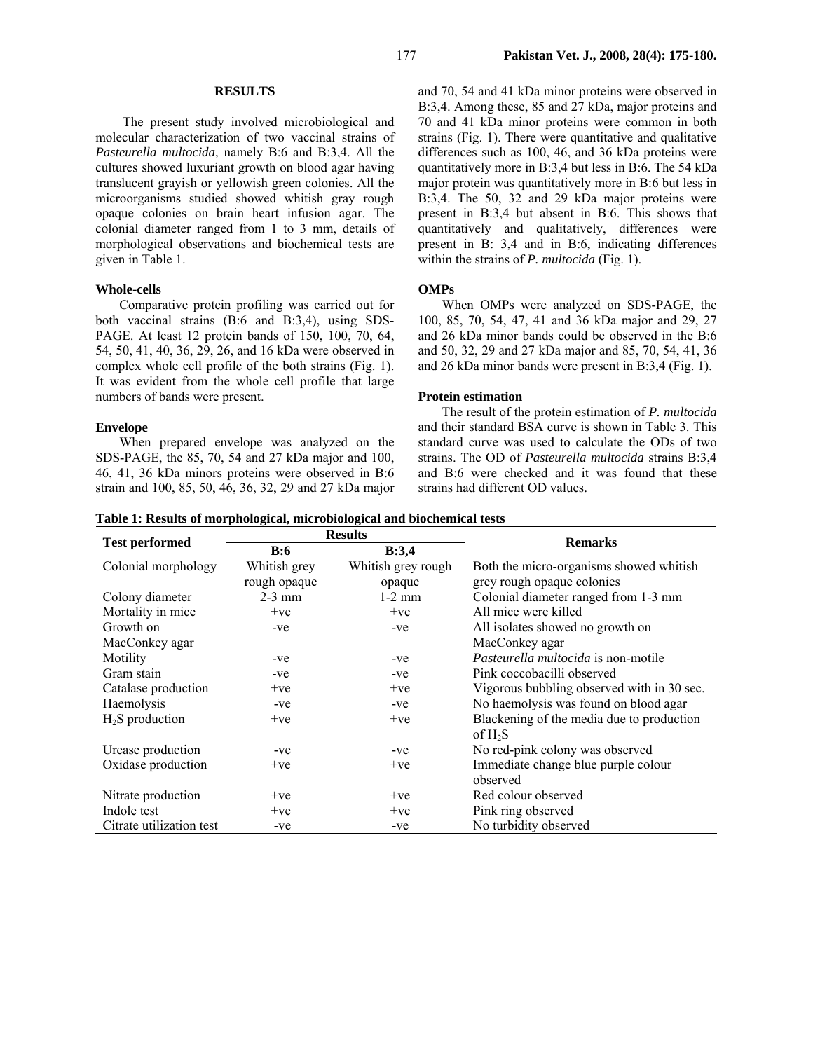## RESULTS

The present study involved microbiological and molecular characterization of two vaccinal strains of *Pasteurella multocida,* namely B:6 and B:3,4. All the cultures showed luxuriant growth on blood agar having translucent grayish or yellowish green colonies. All the microorganisms studied showed whitish gray rough opaque colonies on brain heart infusion agar. The colonial diameter ranged from 1 to 3 mm, details of morphological observations and biochemical tests are given in Table 1.

### Whole-cells

Comparative protein profiling was carried out for both vaccinal strains (B:6 and B:3,4), using SDS-PAGE. At least 12 protein bands of 150, 100, 70, 64, 54, 50, 41, 40, 36, 29, 26, and 16 kDa were observed in complex whole cell profile of the both strains (Fig. 1). It was evident from the whole cell profile that large numbers of bands were present.

### Envelope

When prepared envelope was analyzed on the SDS-PAGE, the 85, 70, 54 and 27 kDa major and 100, 46, 41, 36 kDa minors proteins were observed in B:6 strain and 100, 85, 50, 46, 36, 32, 29 and 27 kDa major and 70, 54 and 41 kDa minor proteins were observed in B:3,4. Among these, 85 and 27 kDa, major proteins and 70 and 41 kDa minor proteins were common in both strains (Fig. 1). There were quantitative and qualitative differences such as 100, 46, and 36 kDa proteins were quantitatively more in B:3,4 but less in B:6. The 54 kDa major protein was quantitatively more in B:6 but less in B:3,4. The 50, 32 and 29 kDa major proteins were present in B:3,4 but absent in B:6. This shows that quantitatively and qualitatively, differences were present in B: 3,4 and in B:6, indicating differences within the strains of *P. multocida* (Fig. 1).

### OMPs

When OMPs were analyzed on SDS-PAGE, the 100, 85, 70, 54, 47, 41 and 36 kDa major and 29, 27 and 26 kDa minor bands could be observed in the B:6 and 50, 32, 29 and 27 kDa major and 85, 70, 54, 41, 36 and 26 kDa minor bands were present in B:3,4 (Fig. 1).

### Protein estimation

The result of the protein estimation of *P. multocida* and their standard BSA curve is shown in Table 3. This standard curve was used to calculate the ODs of two strains. The OD of *Pasteurella multocida* strains B:3,4 and B:6 were checked and it was found that these strains had different OD values.

**Table 1: Results of morphological, microbiological and biochemical tests**

| Test performed | Results | | Remarks |
|---|---|---|---|
| | B:6 | B:3,4 | |
| Colonial morphology | Whitish grey rough opaque | Whitish grey rough opaque | Both the micro-organisms showed whitish grey rough opaque colonies |
| Colony diameter | 2-3 mm | 1-2 mm | Colonial diameter ranged from 1-3 mm |
| Mortality in mice | +ve | +ve | All mice were killed |
| Growth on MacConkey agar | -ve | -ve | All isolates showed no growth on MacConkey agar |
| Motility | -ve | -ve | *Pasteurella multocida* is non-motile |
| Gram stain | -ve | -ve | Pink coccobacilli observed |
| Catalase production | +ve | +ve | Vigorous bubbling observed with in 30 sec. |
| Haemolysis | -ve | -ve | No haemolysis was found on blood agar |
| $H_2S$ production | +ve | +ve | Blackening of the media due to production of $H_2S$ |
| Urease production | -ve | -ve | No red-pink colony was observed |
| Oxidase production | +ve | +ve | Immediate change blue purple colour observed |
| Nitrate production | +ve | +ve | Red colour observed |
| Indole test | +ve | +ve | Pink ring observed |
| Citrate utilization test | -ve | -ve | No turbidity observed |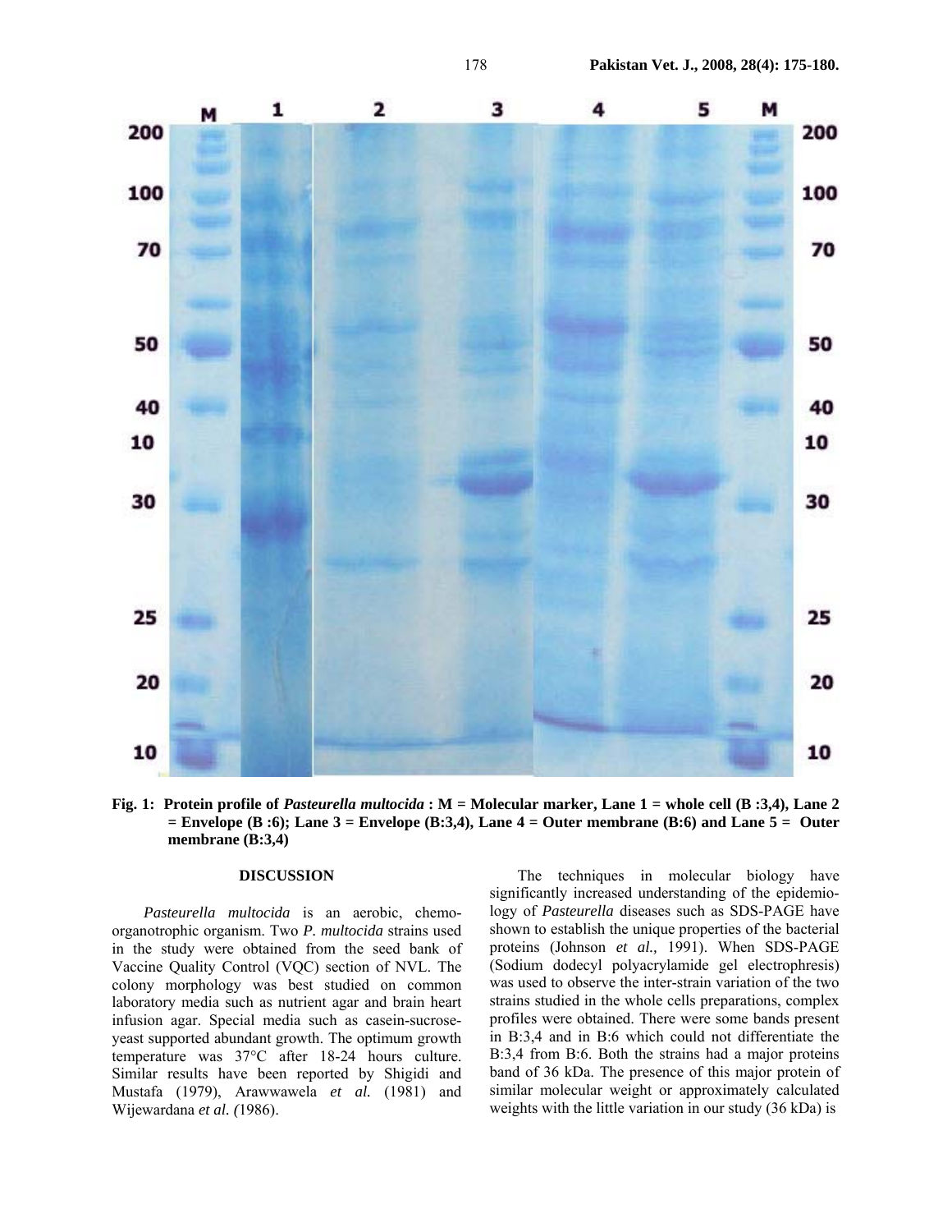Fig. 1: Protein profile of *Pasteurella multocida* : M = Molecular marker, Lane 1 = whole cell (B :3,4), Lane 2 = Envelope (B :6); Lane 3 = Envelope (B:3,4), Lane 4 = Outer membrane (B:6) and Lane 5 = Outer membrane (B:3,4)

## DISCUSSION

*Pasteurella multocida* is an aerobic, chemo-organotrophic organism. Two *P. multocida* strains used in the study were obtained from the seed bank of Vaccine Quality Control (VQC) section of NVL. The colony morphology was best studied on common laboratory media such as nutrient agar and brain heart infusion agar. Special media such as casein-sucrose-yeast supported abundant growth. The optimum growth temperature was 37°C after 18-24 hours culture. Similar results have been reported by Shigidi and Mustafa (1979), Arawwawela *et al.* (1981) and Wijewardana *et al. (*1986).

The techniques in molecular biology have significantly increased understanding of the epidemiology of *Pasteurella* diseases such as SDS-PAGE have shown to establish the unique properties of the bacterial proteins (Johnson *et al.,* 1991). When SDS-PAGE (Sodium dodecyl polyacrylamide gel electrphresis) was used to observe the inter-strain variation of the two strains studied in the whole cells preparations, complex profiles were obtained. There were some bands present in B:3,4 and in B:6 which could not differentiate the B:3,4 from B:6. Both the strains had a major proteins band of 36 kDa. The presence of this major protein of similar molecular weight or approximately calculated weights with the little variation in our study (36 kDa) is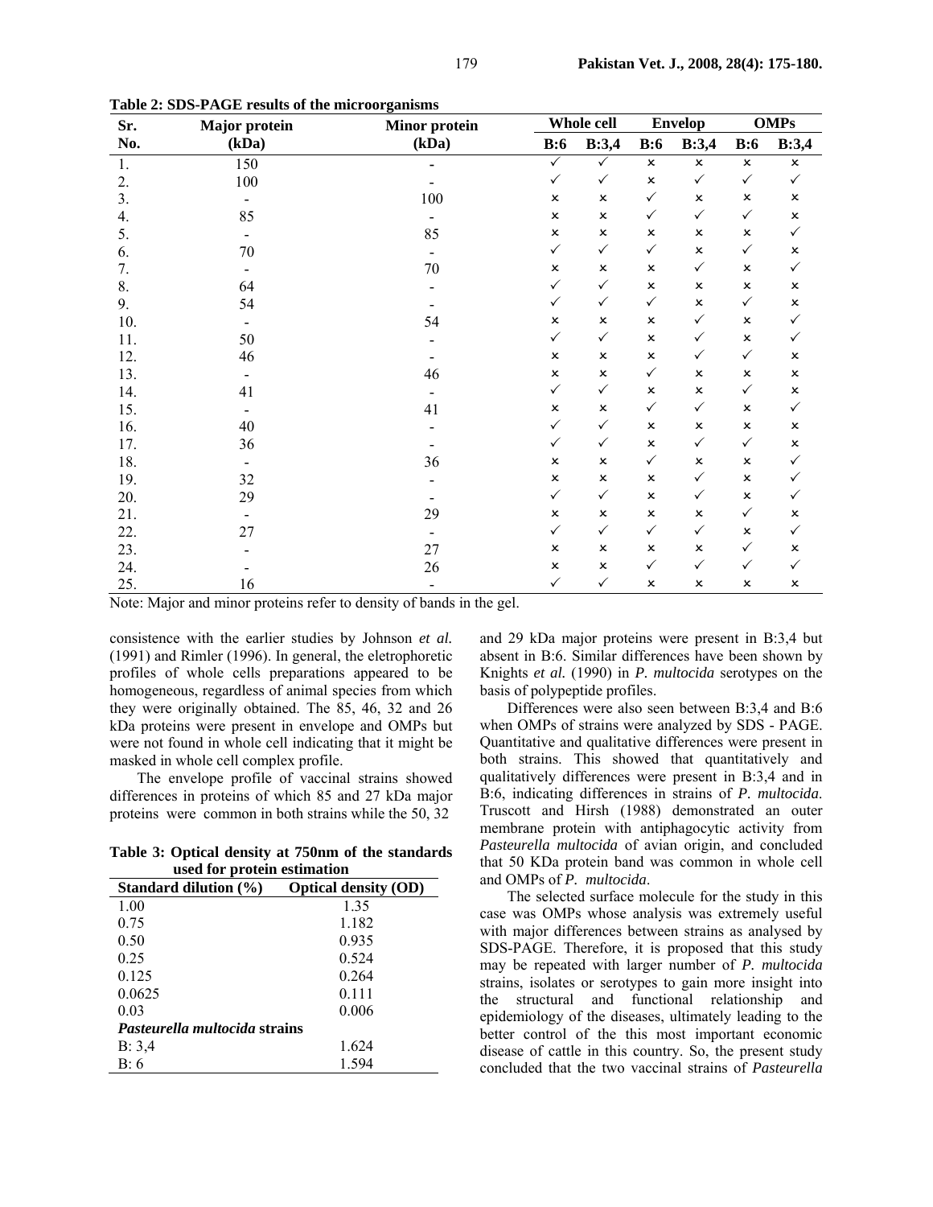**Table 2: SDS-PAGE results of the microorganisms**

| Sr. No. | Major protein (kDa) | Minor protein (kDa) | Whole cell | | Envelop | | OMPs | |
|---|---|---|---|---|---|---|---|---|
| | | | B:6 | B:3,4 | B:6 | B:3,4 | B:6 | B:3,4 |
| 1. | 150 | - | ✓ | ✓ | × | × | × | × |
| 2. | 100 | - | ✓ | ✓ | × | ✓ | ✓ | ✓ |
| 3. | - | 100 | × | × | ✓ | × | × | × |
| 4. | 85 | - | × | × | ✓ | ✓ | ✓ | × |
| 5. | - | 85 | × | × | × | × | × | ✓ |
| 6. | 70 | - | ✓ | ✓ | ✓ | × | ✓ | × |
| 7. | - | 70 | × | × | × | ✓ | × | ✓ |
| 8. | 64 | - | ✓ | ✓ | × | × | × | × |
| 9. | 54 | - | ✓ | ✓ | ✓ | × | ✓ | × |
| 10. | - | 54 | × | × | × | ✓ | × | ✓ |
| 11. | 50 | - | ✓ | ✓ | × | ✓ | × | ✓ |
| 12. | 46 | - | × | × | × | ✓ | ✓ | × |
| 13. | - | 46 | × | × | ✓ | × | × | × |
| 14. | 41 | - | ✓ | ✓ | × | × | ✓ | × |
| 15. | - | 41 | × | × | ✓ | ✓ | × | ✓ |
| 16. | 40 | - | ✓ | ✓ | × | × | × | × |
| 17. | 36 | - | ✓ | ✓ | × | ✓ | ✓ | × |
| 18. | - | 36 | × | × | ✓ | × | × | ✓ |
| 19. | 32 | - | × | × | × | ✓ | × | ✓ |
| 20. | 29 | - | ✓ | ✓ | × | ✓ | × | ✓ |
| 21. | - | 29 | × | × | × | × | ✓ | × |
| 22. | 27 | - | ✓ | ✓ | ✓ | ✓ | × | ✓ |
| 23. | - | 27 | × | × | × | × | ✓ | × |
| 24. | - | 26 | × | × | ✓ | ✓ | ✓ | ✓ |
| 25. | 16 | - | ✓ | ✓ | × | × | × | × |

Note: Major and minor proteins refer to density of bands in the gel.

consistence with the earlier studies by Johnson *et al.* (1991) and Rimler (1996). In general, the eletrophoretic profiles of whole cells preparations appeared to be homogeneous, regardless of animal species from which they were originally obtained. The 85, 46, 32 and 26 kDa proteins were present in envelope and OMPs but were not found in whole cell indicating that it might be masked in whole cell complex profile.

The envelope profile of vaccinal strains showed differences in proteins of which 85 and 27 kDa major proteins were common in both strains while the 50, 32 and 29 kDa major proteins were present in B:3,4 but absent in B:6. Similar differences have been shown by Knights *et al.* (1990) in *P. multocida* serotypes on the basis of polypeptide profiles.

**Table 3: Optical density at 750nm of the standards used for protein estimation**

| Standard dilution (%) | Optical density (OD) |
|---|---|
| 1.00 | 1.35 |
| 0.75 | 1.182 |
| 0.50 | 0.935 |
| 0.25 | 0.524 |
| 0.125 | 0.264 |
| 0.0625 | 0.111 |
| 0.03 | 0.006 |
| ***Pasteurella multocida* strains** | |
| B: 3,4 | 1.624 |
| B: 6 | 1.594 |

Differences were also seen between B:3,4 and B:6 when OMPs of strains were analyzed by SDS - PAGE. Quantitative and qualitative differences were present in both strains. This showed that quantitatively and qualitatively differences were present in B:3,4 and in B:6, indicating differences in strains of *P. multocida*. Truscott and Hirsh (1988) demonstrated an outer membrane protein with antiphagocytic activity from *Pasteurella multocida* of avian origin, and concluded that 50 KDa protein band was common in whole cell and OMPs of *P. multocida*.

The selected surface molecule for the study in this case was OMPs whose analysis was extremely useful with major differences between strains as analysed by SDS-PAGE. Therefore, it is proposed that this study may be repeated with larger number of *P. multocida* strains, isolates or serotypes to gain more insight into the structural and functional relationship and epidemiology of the diseases, ultimately leading to the better control of the this most important economic disease of cattle in this country. So, the present study concluded that the two vaccinal strains of *Pasteurella*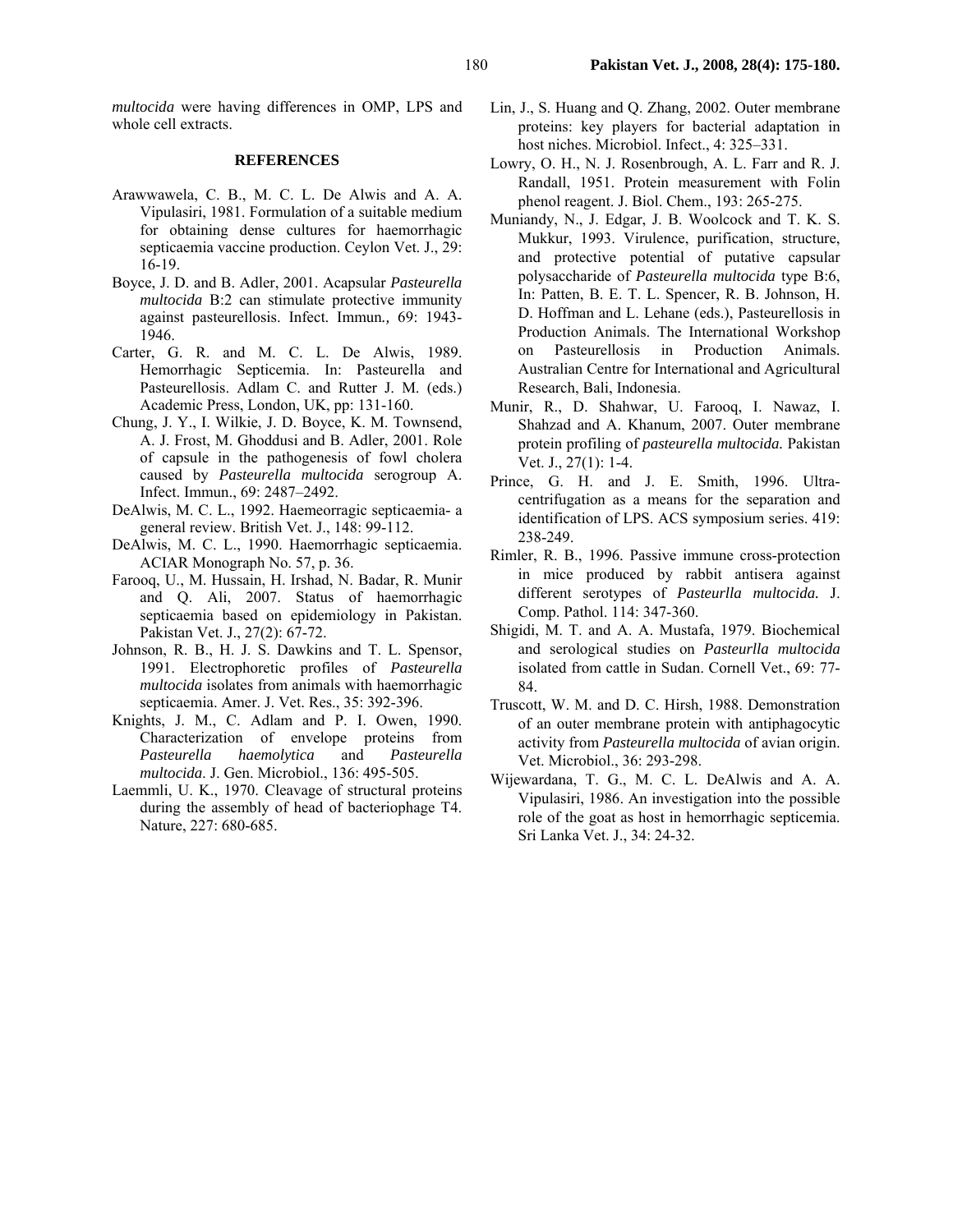*multocida* were having differences in OMP, LPS and whole cell extracts.

## REFERENCES

Arawwawela, C. B., M. C. L. De Alwis and A. A. Vipulasiri, 1981. Formulation of a suitable medium for obtaining dense cultures for haemorrhagic septicaemia vaccine production. Ceylon Vet. J., 29: 16-19.

Boyce, J. D. and B. Adler, 2001. Acapsular *Pasteurella multocida* B:2 can stimulate protective immunity against pasteurellosis. Infect. Immun*.,* 69: 1943-1946.

Carter, G. R. and M. C. L. De Alwis, 1989. Hemorrhagic Septicemia. In: Pasteurella and Pasteurellosis. Adlam C. and Rutter J. M. (eds.) Academic Press, London, UK, pp: 131-160.

Chung, J. Y., I. Wilkie, J. D. Boyce, K. M. Townsend, A. J. Frost, M. Ghoddusi and B. Adler, 2001. Role of capsule in the pathogenesis of fowl cholera caused by *Pasteurella multocida* serogroup A. Infect. Immun., 69: 2487–2492.

DeAlwis, M. C. L., 1992. Haemeorragic septicaemia- a general review. British Vet. J., 148: 99-112.

DeAlwis, M. C. L., 1990. Haemorrhagic septicaemia. ACIAR Monograph No. 57, p. 36.

Farooq, U., M. Hussain, H. Irshad, N. Badar, R. Munir and Q. Ali, 2007. Status of haemorrhagic septicaemia based on epidemiology in Pakistan. Pakistan Vet. J., 27(2): 67-72.

Johnson, R. B., H. J. S. Dawkins and T. L. Spensor, 1991. Electrophoretic profiles of *Pasteurella multocida* isolates from animals with haemorrhagic septicaemia. Amer. J. Vet. Res., 35: 392-396.

Knights, J. M., C. Adlam and P. I. Owen, 1990. Characterization of envelope proteins from *Pasteurella haemolytica* and *Pasteurella multocida*. J. Gen. Microbiol., 136: 495-505.

Laemmli, U. K., 1970. Cleavage of structural proteins during the assembly of head of bacteriophage T4. Nature, 227: 680-685.

Lin, J., S. Huang and Q. Zhang, 2002. Outer membrane proteins: key players for bacterial adaptation in host niches. Microbiol. Infect., 4: 325–331.

Lowry, O. H., N. J. Rosenbrough, A. L. Farr and R. J. Randall, 1951. Protein measurement with Folin phenol reagent. J. Biol. Chem., 193: 265-275.

Muniandy, N., J. Edgar, J. B. Woolcock and T. K. S. Mukkur, 1993. Virulence, purification, structure, and protective potential of putative capsular polysaccharide of *Pasteurella multocida* type B:6, In: Patten, B. E. T. L. Spencer, R. B. Johnson, H. D. Hoffman and L. Lehane (eds.), Pasteurellosis in Production Animals. The International Workshop on Pasteurellosis in Production Animals. Australian Centre for International and Agricultural Research, Bali, Indonesia.

Munir, R., D. Shahwar, U. Farooq, I. Nawaz, I. Shahzad and A. Khanum, 2007. Outer membrane protein profiling of *pasteurella multocida.* Pakistan Vet. J., 27(1): 1-4.

Prince, G. H. and J. E. Smith, 1996. Ultra-centrifugation as a means for the separation and identification of LPS. ACS symposium series. 419: 238-249.

Rimler, R. B., 1996. Passive immune cross-protection in mice produced by rabbit antisera against different serotypes of *Pasteurlla multocida.* J. Comp. Pathol. 114: 347-360.

Shigidi, M. T. and A. A. Mustafa, 1979. Biochemical and serological studies on *Pasteurlla multocida* isolated from cattle in Sudan. Cornell Vet., 69: 77-84.

Truscott, W. M. and D. C. Hirsh, 1988. Demonstration of an outer membrane protein with antiphagocytic activity from *Pasteurella multocida* of avian origin. Vet. Microbiol., 36: 293-298.

Wijewardana, T. G., M. C. L. DeAlwis and A. A. Vipulasiri, 1986. An investigation into the possible role of the goat as host in hemorrhagic septicemia. Sri Lanka Vet. J., 34: 24-32.